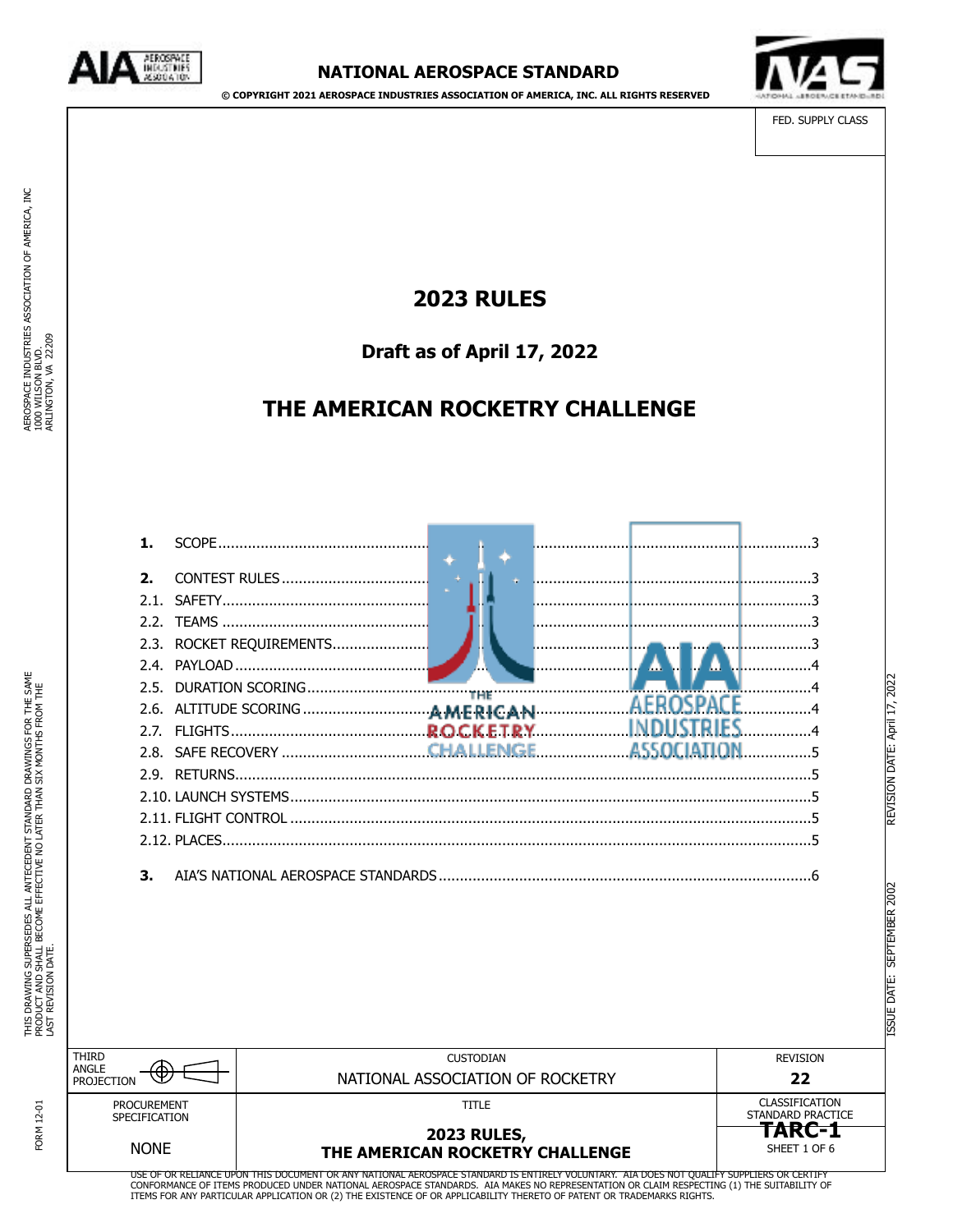NATIONAL AEROSPACE STANDARD

© COPYRIGHT 2021 AEROSPACE INDUSTRIES ASSOCIATION OF AMERICA, INC. ALL RIGHTS RESERVED

FED. SUPPLY CLASS

# 2023 RULES

## Draft as of April 17, 2022

# THE AMERICAN ROCKETRY CHALLENGE

**1.** SCOPE ....................................................................................................... 3

**2.** CONTEST RULES ......................................................................................... 3
- 2.1. SAFETY ....................................................................................................... 3
- 2.2. TEAMS ........................................................................................................ 3
- 2.3. ROCKET REQUIREMENTS .......................................................................... 3
- 2.4. PAYLOAD .................................................................................................... 4
- 2.5. DURATION SCORING .................................................................................. 4
- 2.6. ALTITUDE SCORING ................................................................................... 4
- 2.7. FLIGHTS ...................................................................................................... 4
- 2.8. SAFE RECOVERY ........................................................................................ 5
- 2.9. RETURNS .................................................................................................... 5
- 2.10. LAUNCH SYSTEMS ................................................................................... 5
- 2.11. FLIGHT CONTROL ..................................................................................... 5
- 2.12. PLACES ..................................................................................................... 5

**3.** AIA'S NATIONAL AEROSPACE STANDARDS ............................................... 6

AEROSPACE INDUSTRIES ASSOCIATION OF AMERICA, INC
1000 WILSON BLVD.
ARLINGTON, VA 22209

THIS DRAWING SUPERSEDES ALL ANTECEDENT STANDARD DRAWINGS FOR THE SAME PRODUCT AND SHALL BECOME EFFECTIVE NO LATER THAN SIX MONTHS FROM THE LAST REVISION DATE.

REVISION DATE: April 17, 2022

ISSUE DATE: SEPTEMBER 2002

FORM 12-01

| THIRD ANGLE PROJECTION | CUSTODIAN<br>NATIONAL ASSOCIATION OF ROCKETRY | REVISION<br>**22** |
|---|---|---|
| PROCUREMENT SPECIFICATION<br>NONE | TITLE<br>**2023 RULES, THE AMERICAN ROCKETRY CHALLENGE** | CLASSIFICATION STANDARD PRACTICE<br>**TARC-1**<br>SHEET 1 OF 6 |

USE OF OR RELIANCE UPON THIS DOCUMENT OR ANY NATIONAL AEROSPACE STANDARD IS ENTIRELY VOLUNTARY. AIA DOES NOT QUALIFY SUPPLIERS OR CERTIFY CONFORMANCE OF ITEMS PRODUCED UNDER NATIONAL AEROSPACE STANDARDS. AIA MAKES NO REPRESENTATION OR CLAIM RESPECTING (1) THE SUITABILITY OF ITEMS FOR ANY PARTICULAR APPLICATION OR (2) THE EXISTENCE OF OR APPLICABILITY THERETO OF PATENT OR TRADEMARKS RIGHTS.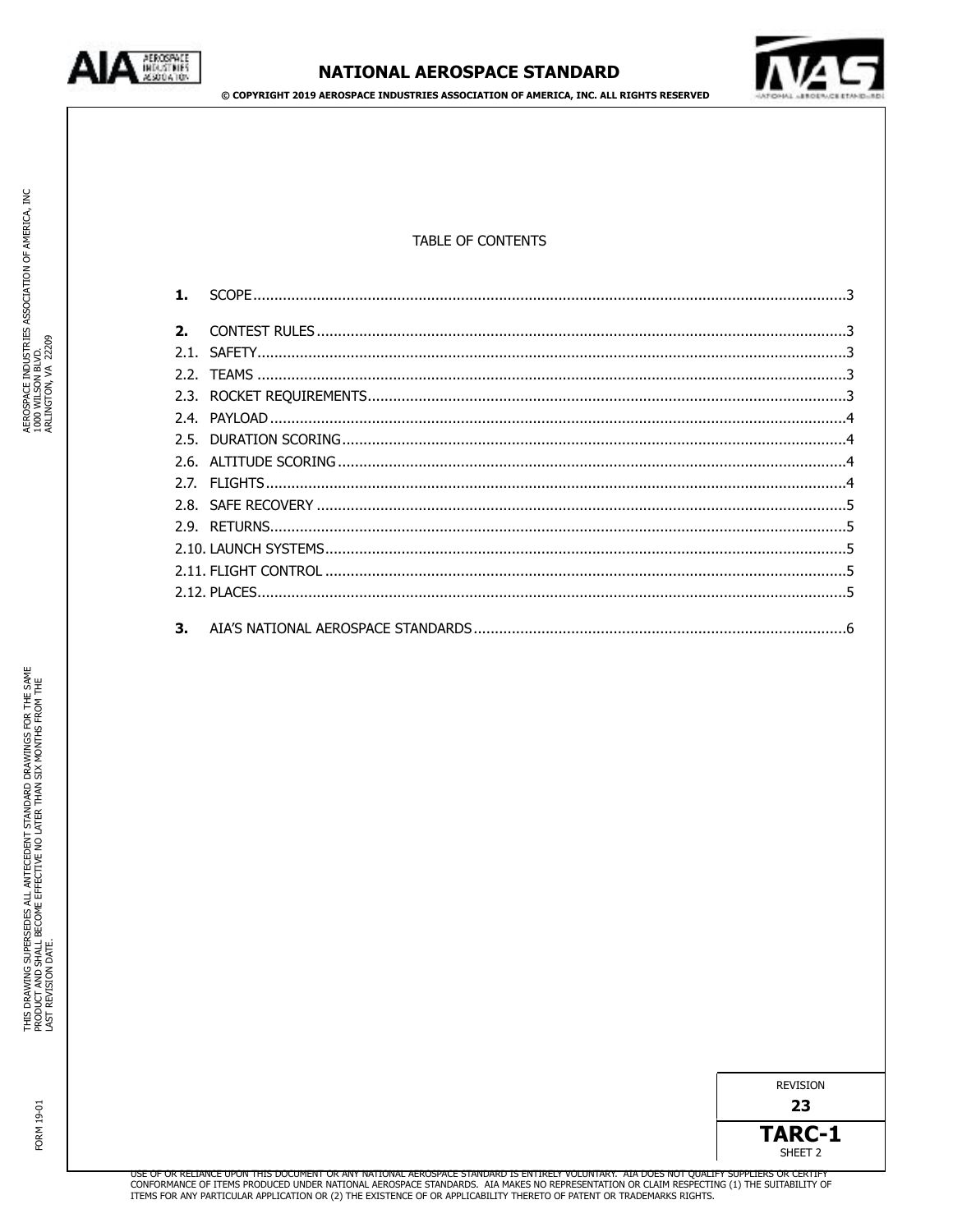TABLE OF CONTENTS

**1.** SCOPE ..... 3

**2.** CONTEST RULES ..... 3

2.1. SAFETY ..... 3

2.2. TEAMS ..... 3

2.3. ROCKET REQUIREMENTS ..... 3

2.4. PAYLOAD ..... 4

2.5. DURATION SCORING ..... 4

2.6. ALTITUDE SCORING ..... 4

2.7. FLIGHTS ..... 4

2.8. SAFE RECOVERY ..... 5

2.9. RETURNS ..... 5

2.10. LAUNCH SYSTEMS ..... 5

2.11. FLIGHT CONTROL ..... 5

2.12. PLACES ..... 5

**3.** AIA'S NATIONAL AEROSPACE STANDARDS ..... 6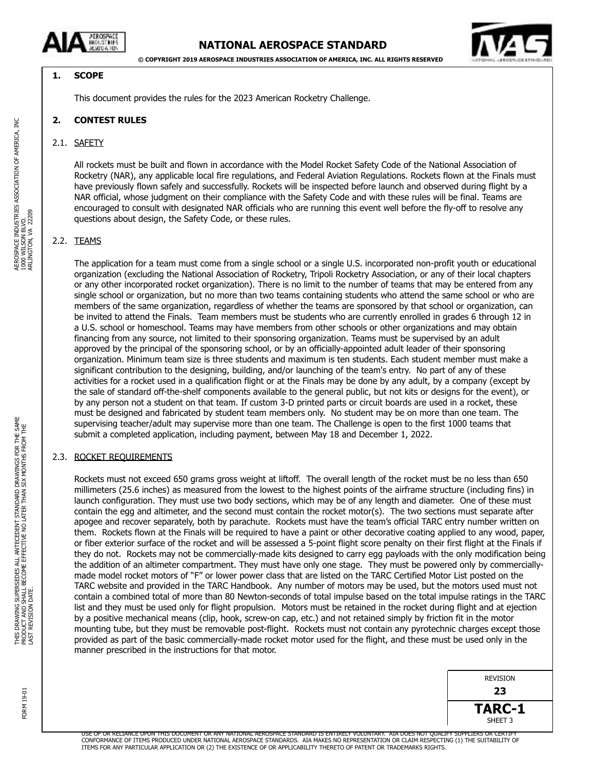## 1. SCOPE

This document provides the rules for the 2023 American Rocketry Challenge.

## 2. CONTEST RULES

### 2.1. SAFETY

All rockets must be built and flown in accordance with the Model Rocket Safety Code of the National Association of Rocketry (NAR), any applicable local fire regulations, and Federal Aviation Regulations. Rockets flown at the Finals must have previously flown safely and successfully. Rockets will be inspected before launch and observed during flight by a NAR official, whose judgment on their compliance with the Safety Code and with these rules will be final. Teams are encouraged to consult with designated NAR officials who are running this event well before the fly-off to resolve any questions about design, the Safety Code, or these rules.

### 2.2. TEAMS

The application for a team must come from a single school or a single U.S. incorporated non-profit youth or educational organization (excluding the National Association of Rocketry, Tripoli Rocketry Association, or any of their local chapters or any other incorporated rocket organization). There is no limit to the number of teams that may be entered from any single school or organization, but no more than two teams containing students who attend the same school or who are members of the same organization, regardless of whether the teams are sponsored by that school or organization, can be invited to attend the Finals. Team members must be students who are currently enrolled in grades 6 through 12 in a U.S. school or homeschool. Teams may have members from other schools or other organizations and may obtain financing from any source, not limited to their sponsoring organization. Teams must be supervised by an adult approved by the principal of the sponsoring school, or by an officially-appointed adult leader of their sponsoring organization. Minimum team size is three students and maximum is ten students. Each student member must make a significant contribution to the designing, building, and/or launching of the team's entry. No part of any of these activities for a rocket used in a qualification flight or at the Finals may be done by any adult, by a company (except by the sale of standard off-the-shelf components available to the general public, but not kits or designs for the event), or by any person not a student on that team. If custom 3-D printed parts or circuit boards are used in a rocket, these must be designed and fabricated by student team members only. No student may be on more than one team. The supervising teacher/adult may supervise more than one team. The Challenge is open to the first 1000 teams that submit a completed application, including payment, between May 18 and December 1, 2022.

### 2.3. ROCKET REQUIREMENTS

Rockets must not exceed 650 grams gross weight at liftoff. The overall length of the rocket must be no less than 650 millimeters (25.6 inches) as measured from the lowest to the highest points of the airframe structure (including fins) in launch configuration. They must use two body sections, which may be of any length and diameter. One of these must contain the egg and altimeter, and the second must contain the rocket motor(s). The two sections must separate after apogee and recover separately, both by parachute. Rockets must have the team's official TARC entry number written on them. Rockets flown at the Finals will be required to have a paint or other decorative coating applied to any wood, paper, or fiber exterior surface of the rocket and will be assessed a 5-point flight score penalty on their first flight at the Finals if they do not. Rockets may not be commercially-made kits designed to carry egg payloads with the only modification being the addition of an altimeter compartment. They must have only one stage. They must be powered only by commercially-made model rocket motors of "F" or lower power class that are listed on the TARC Certified Motor List posted on the TARC website and provided in the TARC Handbook. Any number of motors may be used, but the motors used must not contain a combined total of more than 80 Newton-seconds of total impulse based on the total impulse ratings in the TARC list and they must be used only for flight propulsion. Motors must be retained in the rocket during flight and at ejection by a positive mechanical means (clip, hook, screw-on cap, etc.) and not retained simply by friction fit in the motor mounting tube, but they must be removable post-flight. Rockets must not contain any pyrotechnic charges except those provided as part of the basic commercially-made rocket motor used for the flight, and these must be used only in the manner prescribed in the instructions for that motor.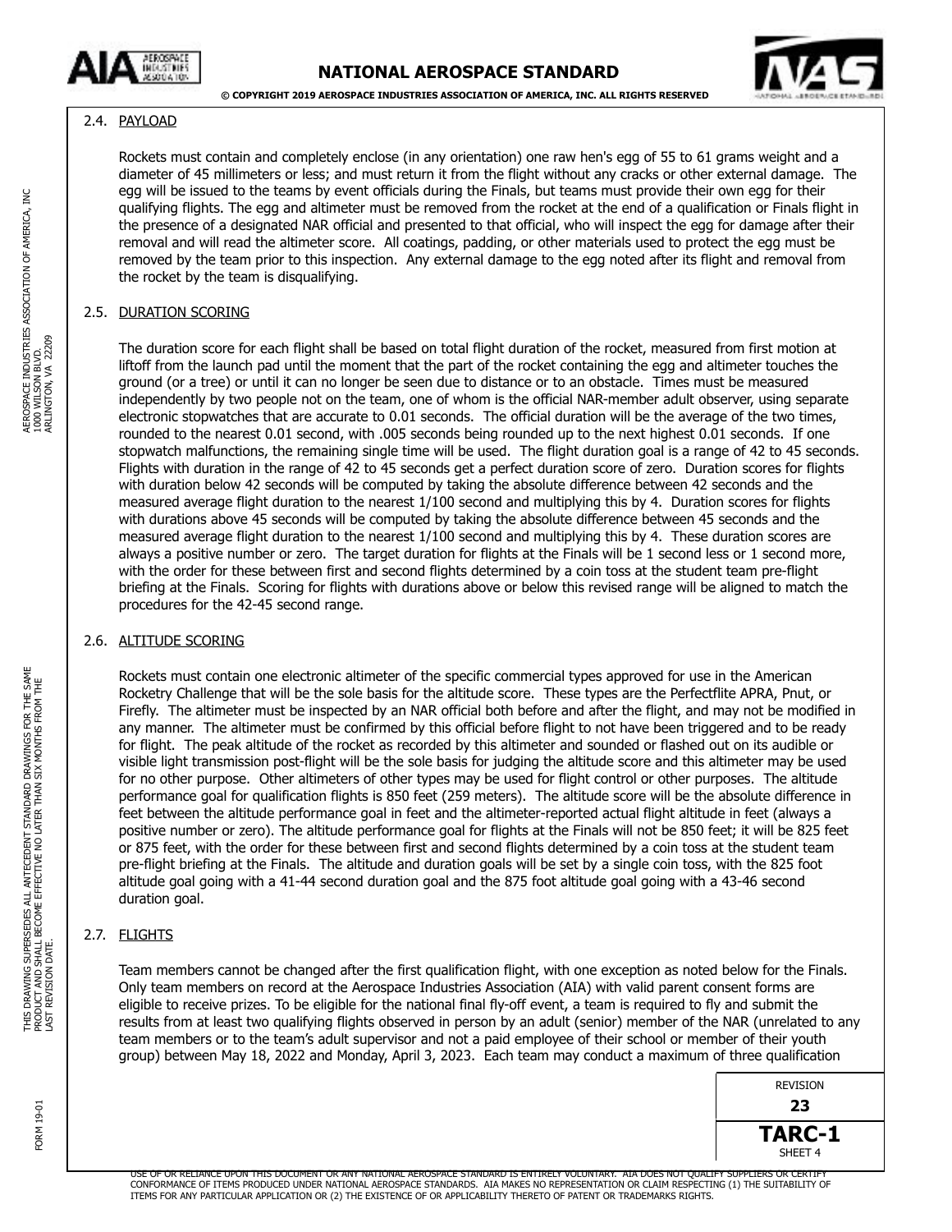## 2.4. PAYLOAD

Rockets must contain and completely enclose (in any orientation) one raw hen's egg of 55 to 61 grams weight and a diameter of 45 millimeters or less; and must return it from the flight without any cracks or other external damage. The egg will be issued to the teams by event officials during the Finals, but teams must provide their own egg for their qualifying flights. The egg and altimeter must be removed from the rocket at the end of a qualification or Finals flight in the presence of a designated NAR official and presented to that official, who will inspect the egg for damage after their removal and will read the altimeter score. All coatings, padding, or other materials used to protect the egg must be removed by the team prior to this inspection. Any external damage to the egg noted after its flight and removal from the rocket by the team is disqualifying.

## 2.5. DURATION SCORING

The duration score for each flight shall be based on total flight duration of the rocket, measured from first motion at liftoff from the launch pad until the moment that the part of the rocket containing the egg and altimeter touches the ground (or a tree) or until it can no longer be seen due to distance or to an obstacle. Times must be measured independently by two people not on the team, one of whom is the official NAR-member adult observer, using separate electronic stopwatches that are accurate to 0.01 seconds. The official duration will be the average of the two times, rounded to the nearest 0.01 second, with .005 seconds being rounded up to the next highest 0.01 seconds. If one stopwatch malfunctions, the remaining single time will be used. The flight duration goal is a range of 42 to 45 seconds. Flights with duration in the range of 42 to 45 seconds get a perfect duration score of zero. Duration scores for flights with duration below 42 seconds will be computed by taking the absolute difference between 42 seconds and the measured average flight duration to the nearest 1/100 second and multiplying this by 4. Duration scores for flights with durations above 45 seconds will be computed by taking the absolute difference between 45 seconds and the measured average flight duration to the nearest 1/100 second and multiplying this by 4. These duration scores are always a positive number or zero. The target duration for flights at the Finals will be 1 second less or 1 second more, with the order for these between first and second flights determined by a coin toss at the student team pre-flight briefing at the Finals. Scoring for flights with durations above or below this revised range will be aligned to match the procedures for the 42-45 second range.

## 2.6. ALTITUDE SCORING

Rockets must contain one electronic altimeter of the specific commercial types approved for use in the American Rocketry Challenge that will be the sole basis for the altitude score. These types are the Perfectflite APRA, Pnut, or Firefly. The altimeter must be inspected by an NAR official both before and after the flight, and may not be modified in any manner. The altimeter must be confirmed by this official before flight to not have been triggered and to be ready for flight. The peak altitude of the rocket as recorded by this altimeter and sounded or flashed out on its audible or visible light transmission post-flight will be the sole basis for judging the altitude score and this altimeter may be used for no other purpose. Other altimeters of other types may be used for flight control or other purposes. The altitude performance goal for qualification flights is 850 feet (259 meters). The altitude score will be the absolute difference in feet between the altitude performance goal in feet and the altimeter-reported actual flight altitude in feet (always a positive number or zero). The altitude performance goal for flights at the Finals will not be 850 feet; it will be 825 feet or 875 feet, with the order for these between first and second flights determined by a coin toss at the student team pre-flight briefing at the Finals. The altitude and duration goals will be set by a single coin toss, with the 825 foot altitude goal going with a 41-44 second duration goal and the 875 foot altitude goal going with a 43-46 second duration goal.

## 2.7. FLIGHTS

Team members cannot be changed after the first qualification flight, with one exception as noted below for the Finals. Only team members on record at the Aerospace Industries Association (AIA) with valid parent consent forms are eligible to receive prizes. To be eligible for the national final fly-off event, a team is required to fly and submit the results from at least two qualifying flights observed in person by an adult (senior) member of the NAR (unrelated to any team members or to the team's adult supervisor and not a paid employee of their school or member of their youth group) between May 18, 2022 and Monday, April 3, 2023. Each team may conduct a maximum of three qualification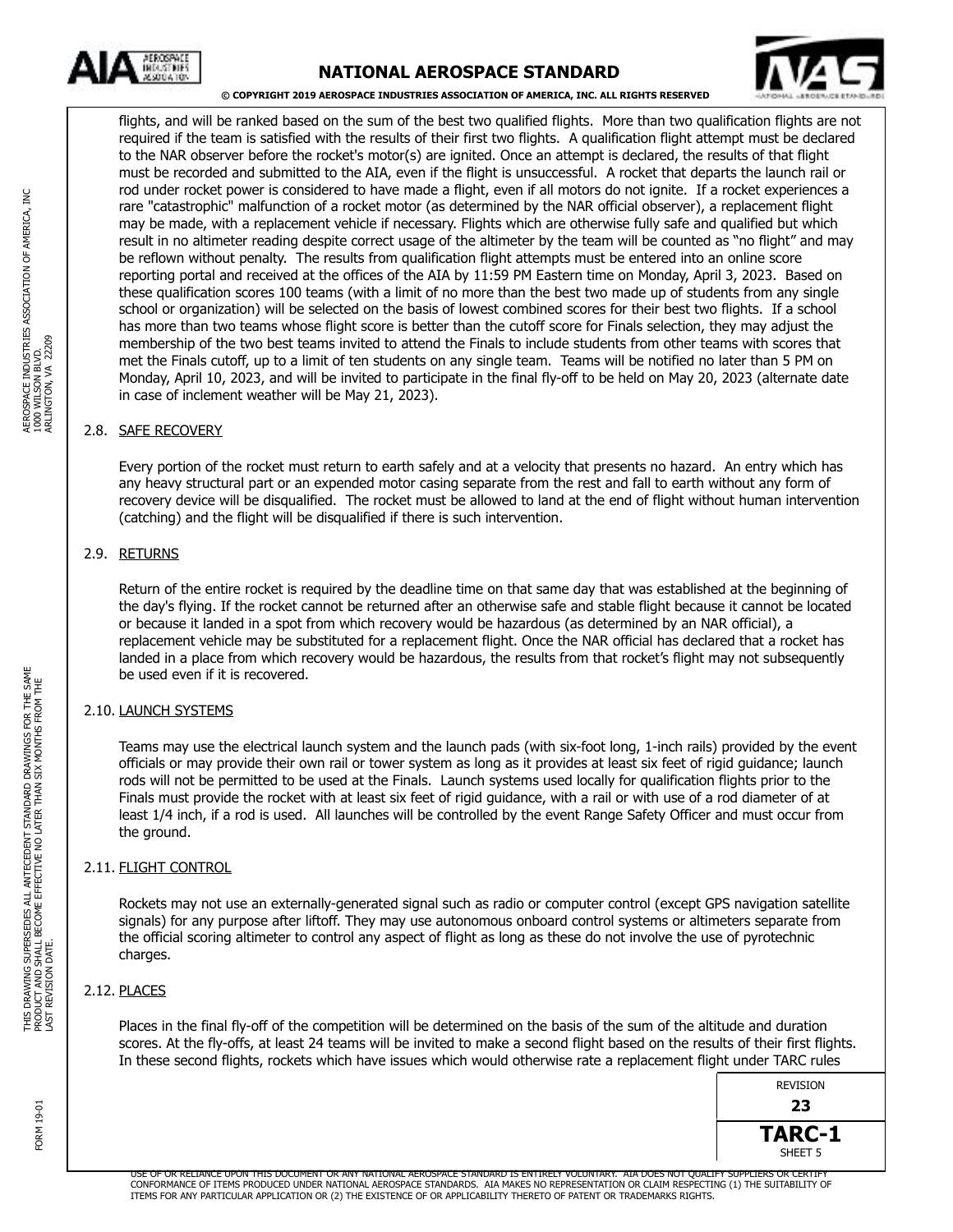flights, and will be ranked based on the sum of the best two qualified flights. More than two qualification flights are not required if the team is satisfied with the results of their first two flights. A qualification flight attempt must be declared to the NAR observer before the rocket's motor(s) are ignited. Once an attempt is declared, the results of that flight must be recorded and submitted to the AIA, even if the flight is unsuccessful. A rocket that departs the launch rail or rod under rocket power is considered to have made a flight, even if all motors do not ignite. If a rocket experiences a rare "catastrophic" malfunction of a rocket motor (as determined by the NAR official observer), a replacement flight may be made, with a replacement vehicle if necessary. Flights which are otherwise fully safe and qualified but which result in no altimeter reading despite correct usage of the altimeter by the team will be counted as "no flight" and may be reflown without penalty. The results from qualification flight attempts must be entered into an online score reporting portal and received at the offices of the AIA by 11:59 PM Eastern time on Monday, April 3, 2023. Based on these qualification scores 100 teams (with a limit of no more than the best two made up of students from any single school or organization) will be selected on the basis of lowest combined scores for their best two flights. If a school has more than two teams whose flight score is better than the cutoff score for Finals selection, they may adjust the membership of the two best teams invited to attend the Finals to include students from other teams with scores that met the Finals cutoff, up to a limit of ten students on any single team. Teams will be notified no later than 5 PM on Monday, April 10, 2023, and will be invited to participate in the final fly-off to be held on May 20, 2023 (alternate date in case of inclement weather will be May 21, 2023).

## 2.8. SAFE RECOVERY

Every portion of the rocket must return to earth safely and at a velocity that presents no hazard. An entry which has any heavy structural part or an expended motor casing separate from the rest and fall to earth without any form of recovery device will be disqualified. The rocket must be allowed to land at the end of flight without human intervention (catching) and the flight will be disqualified if there is such intervention.

## 2.9. RETURNS

Return of the entire rocket is required by the deadline time on that same day that was established at the beginning of the day's flying. If the rocket cannot be returned after an otherwise safe and stable flight because it cannot be located or because it landed in a spot from which recovery would be hazardous (as determined by an NAR official), a replacement vehicle may be substituted for a replacement flight. Once the NAR official has declared that a rocket has landed in a place from which recovery would be hazardous, the results from that rocket's flight may not subsequently be used even if it is recovered.

## 2.10. LAUNCH SYSTEMS

Teams may use the electrical launch system and the launch pads (with six-foot long, 1-inch rails) provided by the event officials or may provide their own rail or tower system as long as it provides at least six feet of rigid guidance; launch rods will not be permitted to be used at the Finals. Launch systems used locally for qualification flights prior to the Finals must provide the rocket with at least six feet of rigid guidance, with a rail or with use of a rod diameter of at least 1/4 inch, if a rod is used. All launches will be controlled by the event Range Safety Officer and must occur from the ground.

## 2.11. FLIGHT CONTROL

Rockets may not use an externally-generated signal such as radio or computer control (except GPS navigation satellite signals) for any purpose after liftoff. They may use autonomous onboard control systems or altimeters separate from the official scoring altimeter to control any aspect of flight as long as these do not involve the use of pyrotechnic charges.

## 2.12. PLACES

Places in the final fly-off of the competition will be determined on the basis of the sum of the altitude and duration scores. At the fly-offs, at least 24 teams will be invited to make a second flight based on the results of their first flights. In these second flights, rockets which have issues which would otherwise rate a replacement flight under TARC rules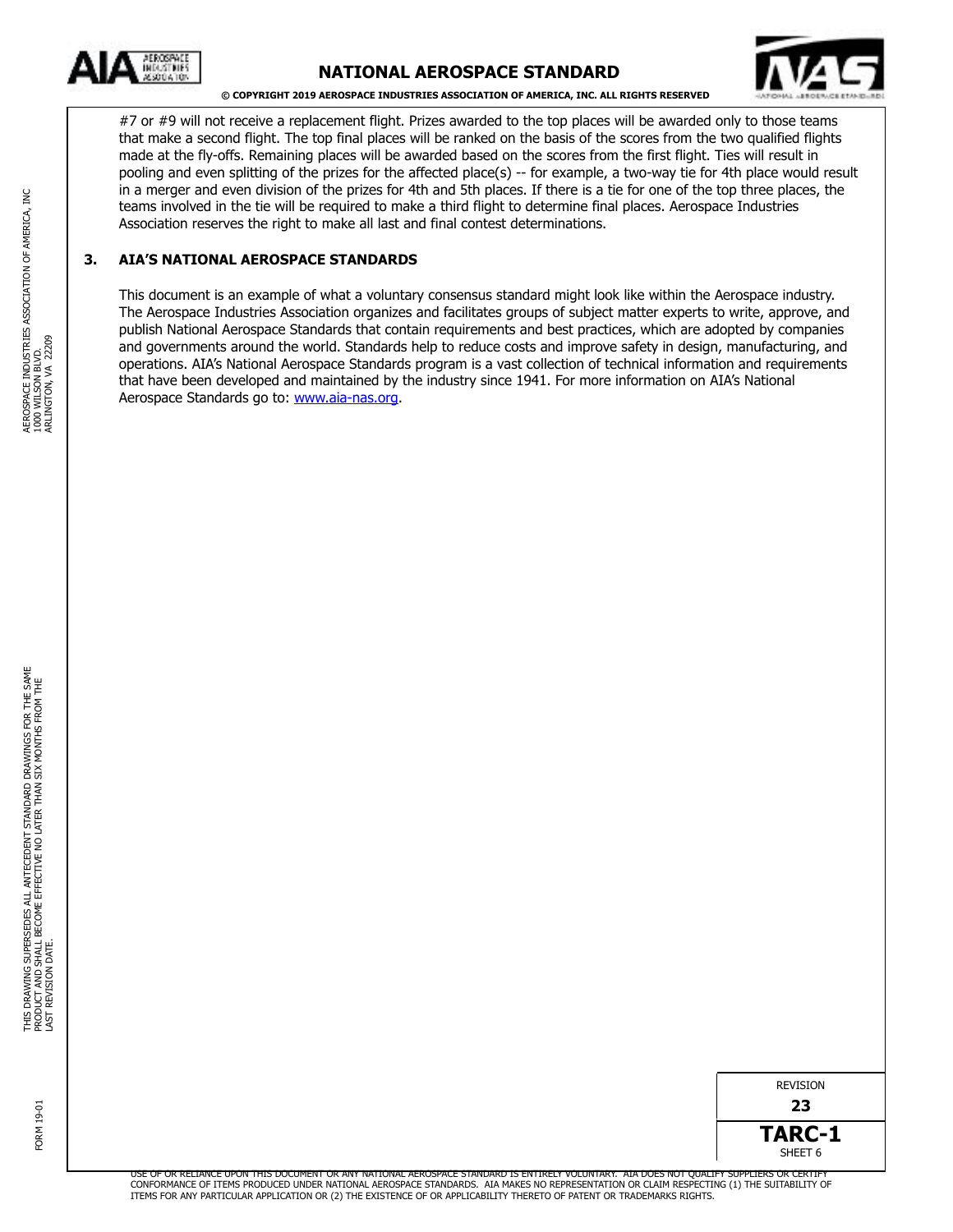#7 or #9 will not receive a replacement flight. Prizes awarded to the top places will be awarded only to those teams that make a second flight. The top final places will be ranked on the basis of the scores from the two qualified flights made at the fly-offs. Remaining places will be awarded based on the scores from the first flight. Ties will result in pooling and even splitting of the prizes for the affected place(s) -- for example, a two-way tie for 4th place would result in a merger and even division of the prizes for 4th and 5th places. If there is a tie for one of the top three places, the teams involved in the tie will be required to make a third flight to determine final places. Aerospace Industries Association reserves the right to make all last and final contest determinations.

## 3. AIA'S NATIONAL AEROSPACE STANDARDS

This document is an example of what a voluntary consensus standard might look like within the Aerospace industry. The Aerospace Industries Association organizes and facilitates groups of subject matter experts to write, approve, and publish National Aerospace Standards that contain requirements and best practices, which are adopted by companies and governments around the world. Standards help to reduce costs and improve safety in design, manufacturing, and operations. AIA's National Aerospace Standards program is a vast collection of technical information and requirements that have been developed and maintained by the industry since 1941. For more information on AIA's National Aerospace Standards go to: [www.aia-nas.org](http://www.aia-nas.org).